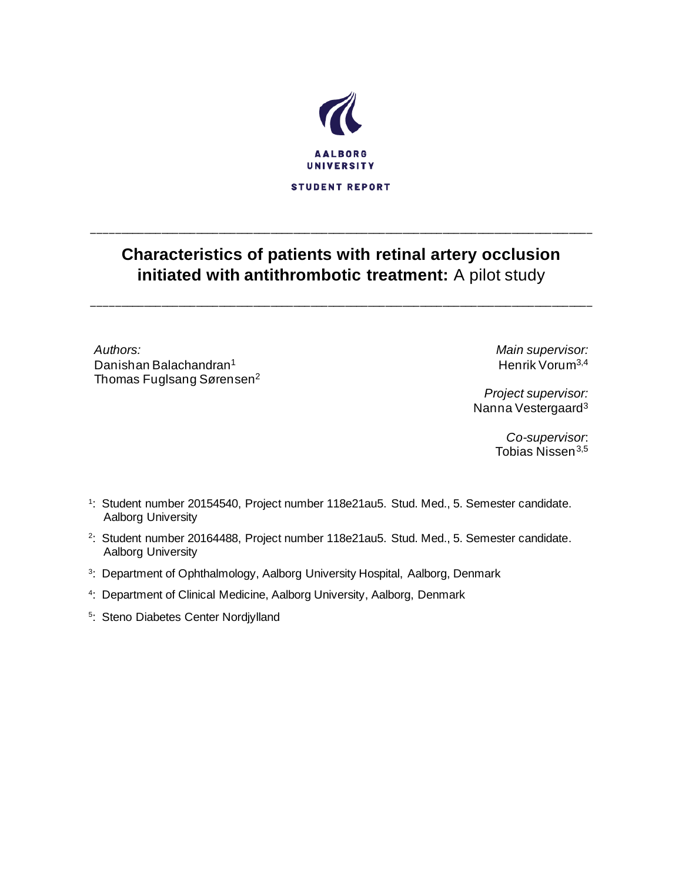AALBORG UNIVERSITY

STUDENT REPORT

---

# **Characteristics of patients with retinal artery occlusion initiated with antithrombotic treatment:** A pilot study

---

*Authors:*
Danishan Balachandran[1]
Thomas Fuglsang Sørensen[2]

*Main supervisor:*
Henrik Vorum[3,4]

*Project supervisor:*
Nanna Vestergaard[3]

*Co-supervisor*:
Tobias Nissen[3,5]

[1]: Student number 20154540, Project number 118e21au5. Stud. Med., 5. Semester candidate. Aalborg University

[2]: Student number 20164488, Project number 118e21au5. Stud. Med., 5. Semester candidate. Aalborg University

[3]: Department of Ophthalmology, Aalborg University Hospital, Aalborg, Denmark

[4]: Department of Clinical Medicine, Aalborg University, Aalborg, Denmark

[5]: Steno Diabetes Center Nordjylland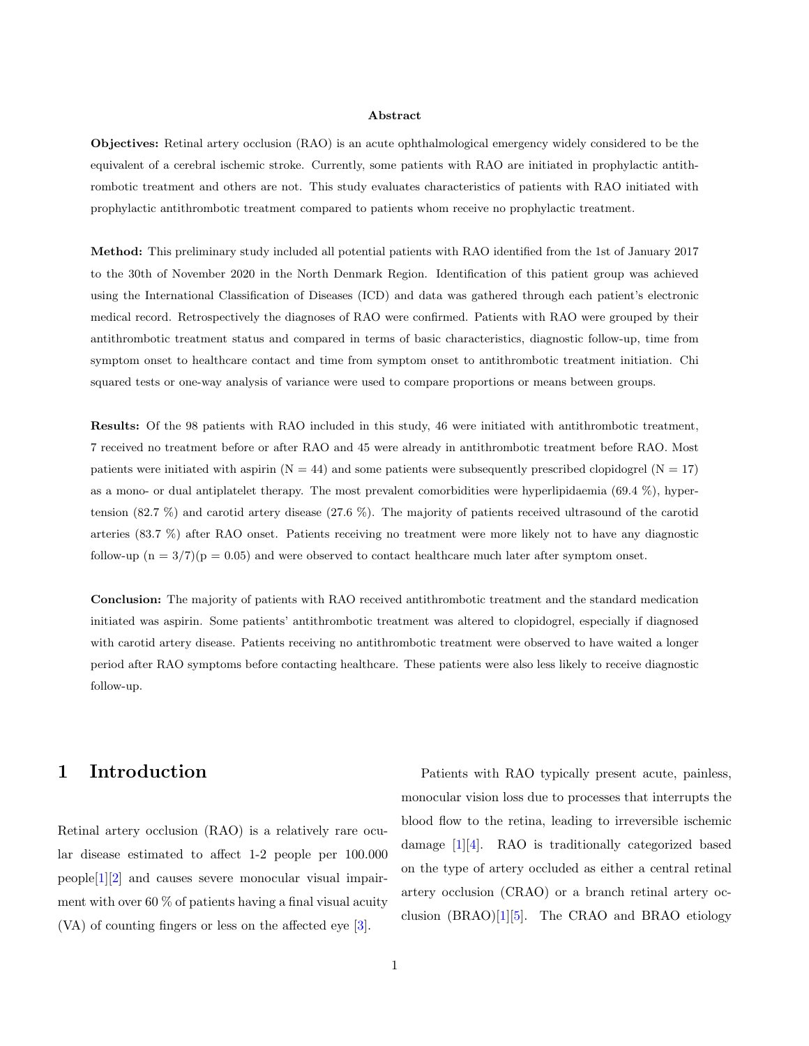**Abstract**

**Objectives:** Retinal artery occlusion (RAO) is an acute ophthalmological emergency widely considered to be the equivalent of a cerebral ischemic stroke. Currently, some patients with RAO are initiated in prophylactic antithrombotic treatment and others are not. This study evaluates characteristics of patients with RAO initiated with prophylactic antithrombotic treatment compared to patients whom receive no prophylactic treatment.

**Method:** This preliminary study included all potential patients with RAO identified from the 1st of January 2017 to the 30th of November 2020 in the North Denmark Region. Identification of this patient group was achieved using the International Classification of Diseases (ICD) and data was gathered through each patient's electronic medical record. Retrospectively the diagnoses of RAO were confirmed. Patients with RAO were grouped by their antithrombotic treatment status and compared in terms of basic characteristics, diagnostic follow-up, time from symptom onset to healthcare contact and time from symptom onset to antithrombotic treatment initiation. Chi squared tests or one-way analysis of variance were used to compare proportions or means between groups.

**Results:** Of the 98 patients with RAO included in this study, 46 were initiated with antithrombotic treatment, 7 received no treatment before or after RAO and 45 were already in antithrombotic treatment before RAO. Most patients were initiated with aspirin (N = 44) and some patients were subsequently prescribed clopidogrel (N = 17) as a mono- or dual antiplatelet therapy. The most prevalent comorbidities were hyperlipidaemia (69.4 %), hypertension (82.7 %) and carotid artery disease (27.6 %). The majority of patients received ultrasound of the carotid arteries (83.7 %) after RAO onset. Patients receiving no treatment were more likely not to have any diagnostic follow-up (n = 3/7)(p = 0.05) and were observed to contact healthcare much later after symptom onset.

**Conclusion:** The majority of patients with RAO received antithrombotic treatment and the standard medication initiated was aspirin. Some patients' antithrombotic treatment was altered to clopidogrel, especially if diagnosed with carotid artery disease. Patients receiving no antithrombotic treatment were observed to have waited a longer period after RAO symptoms before contacting healthcare. These patients were also less likely to receive diagnostic follow-up.

# 1 Introduction

Retinal artery occlusion (RAO) is a relatively rare ocular disease estimated to affect 1-2 people per 100.000 people[1][2] and causes severe monocular visual impairment with over 60 % of patients having a final visual acuity (VA) of counting fingers or less on the affected eye [3].

Patients with RAO typically present acute, painless, monocular vision loss due to processes that interrupts the blood flow to the retina, leading to irreversible ischemic damage [1][4]. RAO is traditionally categorized based on the type of artery occluded as either a central retinal artery occlusion (CRAO) or a branch retinal artery occlusion (BRAO)[1][5]. The CRAO and BRAO etiology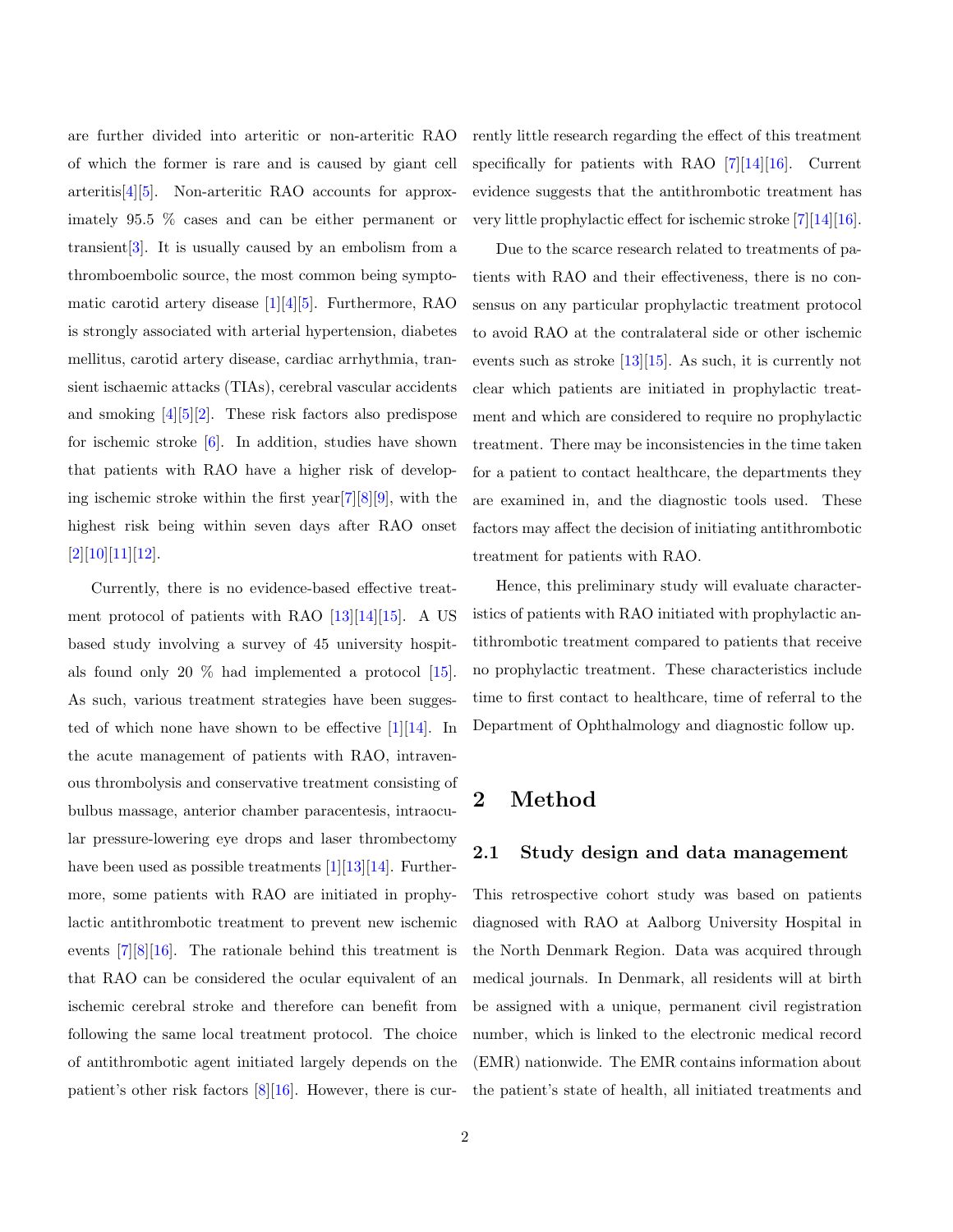are further divided into arteritic or non-arteritic RAO of which the former is rare and is caused by giant cell arteritis[4][5]. Non-arteritic RAO accounts for approximately 95.5 % cases and can be either permanent or transient[3]. It is usually caused by an embolism from a thromboembolic source, the most common being symptomatic carotid artery disease [1][4][5]. Furthermore, RAO is strongly associated with arterial hypertension, diabetes mellitus, carotid artery disease, cardiac arrhythmia, transient ischaemic attacks (TIAs), cerebral vascular accidents and smoking [4][5][2]. These risk factors also predispose for ischemic stroke [6]. In addition, studies have shown that patients with RAO have a higher risk of developing ischemic stroke within the first year[7][8][9], with the highest risk being within seven days after RAO onset [2][10][11][12].

Currently, there is no evidence-based effective treatment protocol of patients with RAO [13][14][15]. A US based study involving a survey of 45 university hospitals found only 20 % had implemented a protocol [15]. As such, various treatment strategies have been suggested of which none have shown to be effective [1][14]. In the acute management of patients with RAO, intravenous thrombolysis and conservative treatment consisting of bulbus massage, anterior chamber paracentesis, intraocular pressure-lowering eye drops and laser thrombectomy have been used as possible treatments [1][13][14]. Furthermore, some patients with RAO are initiated in prophylactic antithrombotic treatment to prevent new ischemic events [7][8][16]. The rationale behind this treatment is that RAO can be considered the ocular equivalent of an ischemic cerebral stroke and therefore can benefit from following the same local treatment protocol. The choice of antithrombotic agent initiated largely depends on the patient's other risk factors [8][16]. However, there is currently little research regarding the effect of this treatment specifically for patients with RAO [7][14][16]. Current evidence suggests that the antithrombotic treatment has very little prophylactic effect for ischemic stroke [7][14][16].

Due to the scarce research related to treatments of patients with RAO and their effectiveness, there is no consensus on any particular prophylactic treatment protocol to avoid RAO at the contralateral side or other ischemic events such as stroke [13][15]. As such, it is currently not clear which patients are initiated in prophylactic treatment and which are considered to require no prophylactic treatment. There may be inconsistencies in the time taken for a patient to contact healthcare, the departments they are examined in, and the diagnostic tools used. These factors may affect the decision of initiating antithrombotic treatment for patients with RAO.

Hence, this preliminary study will evaluate characteristics of patients with RAO initiated with prophylactic antithrombotic treatment compared to patients that receive no prophylactic treatment. These characteristics include time to first contact to healthcare, time of referral to the Department of Ophthalmology and diagnostic follow up.

## 2 Method

### 2.1 Study design and data management

This retrospective cohort study was based on patients diagnosed with RAO at Aalborg University Hospital in the North Denmark Region. Data was acquired through medical journals. In Denmark, all residents will at birth be assigned with a unique, permanent civil registration number, which is linked to the electronic medical record (EMR) nationwide. The EMR contains information about the patient's state of health, all initiated treatments and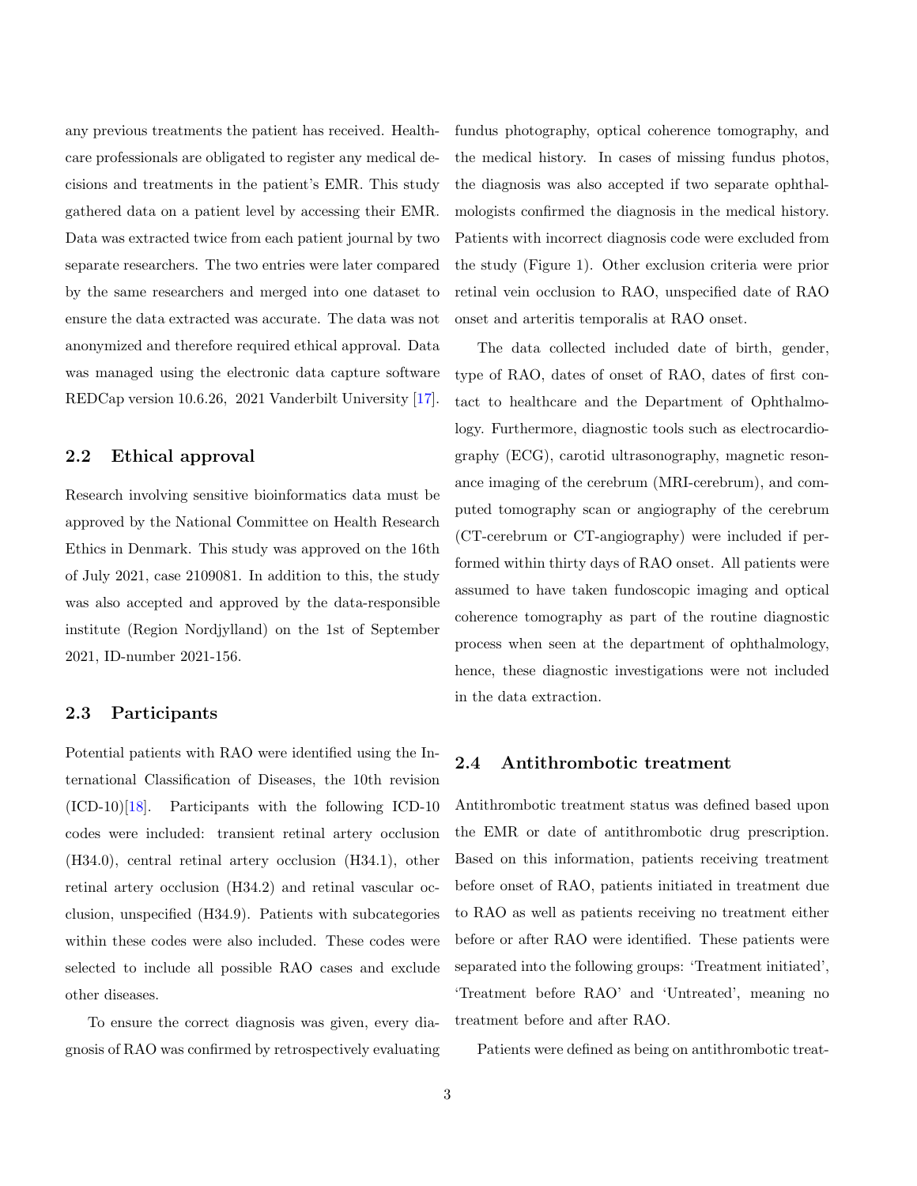any previous treatments the patient has received. Healthcare professionals are obligated to register any medical decisions and treatments in the patient's EMR. This study gathered data on a patient level by accessing their EMR. Data was extracted twice from each patient journal by two separate researchers. The two entries were later compared by the same researchers and merged into one dataset to ensure the data extracted was accurate. The data was not anonymized and therefore required ethical approval. Data was managed using the electronic data capture software REDCap version 10.6.26, 2021 Vanderbilt University [17].

## 2.2 Ethical approval

Research involving sensitive bioinformatics data must be approved by the National Committee on Health Research Ethics in Denmark. This study was approved on the 16th of July 2021, case 2109081. In addition to this, the study was also accepted and approved by the data-responsible institute (Region Nordjylland) on the 1st of September 2021, ID-number 2021-156.

## 2.3 Participants

Potential patients with RAO were identified using the International Classification of Diseases, the 10th revision (ICD-10)[18]. Participants with the following ICD-10 codes were included: transient retinal artery occlusion (H34.0), central retinal artery occlusion (H34.1), other retinal artery occlusion (H34.2) and retinal vascular occlusion, unspecified (H34.9). Patients with subcategories within these codes were also included. These codes were selected to include all possible RAO cases and exclude other diseases.

To ensure the correct diagnosis was given, every diagnosis of RAO was confirmed by retrospectively evaluating fundus photography, optical coherence tomography, and the medical history. In cases of missing fundus photos, the diagnosis was also accepted if two separate ophthalmologists confirmed the diagnosis in the medical history. Patients with incorrect diagnosis code were excluded from the study (Figure 1). Other exclusion criteria were prior retinal vein occlusion to RAO, unspecified date of RAO onset and arteritis temporalis at RAO onset.

The data collected included date of birth, gender, type of RAO, dates of onset of RAO, dates of first contact to healthcare and the Department of Ophthalmology. Furthermore, diagnostic tools such as electrocardiography (ECG), carotid ultrasonography, magnetic resonance imaging of the cerebrum (MRI-cerebrum), and computed tomography scan or angiography of the cerebrum (CT-cerebrum or CT-angiography) were included if performed within thirty days of RAO onset. All patients were assumed to have taken fundoscopic imaging and optical coherence tomography as part of the routine diagnostic process when seen at the department of ophthalmology, hence, these diagnostic investigations were not included in the data extraction.

## 2.4 Antithrombotic treatment

Antithrombotic treatment status was defined based upon the EMR or date of antithrombotic drug prescription. Based on this information, patients receiving treatment before onset of RAO, patients initiated in treatment due to RAO as well as patients receiving no treatment either before or after RAO were identified. These patients were separated into the following groups: 'Treatment initiated', 'Treatment before RAO' and 'Untreated', meaning no treatment before and after RAO.

Patients were defined as being on antithrombotic treat-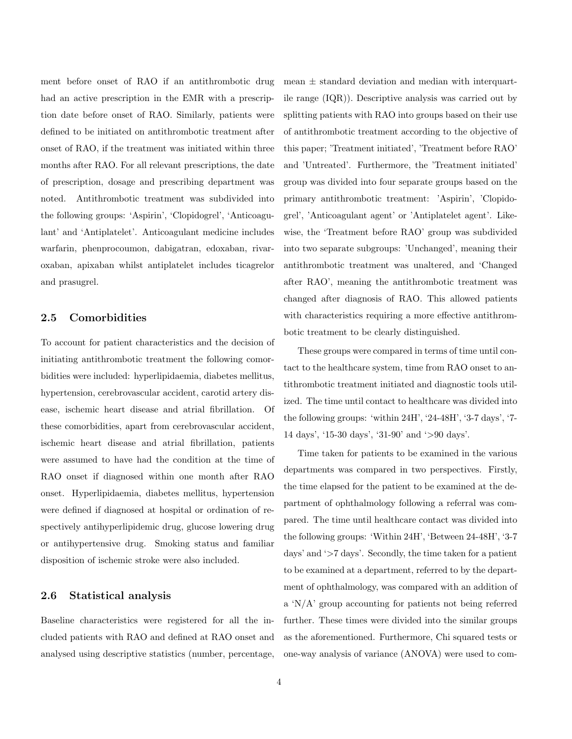ment before onset of RAO if an antithrombotic drug had an active prescription in the EMR with a prescription date before onset of RAO. Similarly, patients were defined to be initiated on antithrombotic treatment after onset of RAO, if the treatment was initiated within three months after RAO. For all relevant prescriptions, the date of prescription, dosage and prescribing department was noted. Antithrombotic treatment was subdivided into the following groups: 'Aspirin', 'Clopidogrel', 'Anticoagulant' and 'Antiplatelet'. Anticoagulant medicine includes warfarin, phenprocoumon, dabigatran, edoxaban, rivaroxaban, apixaban whilst antiplatelet includes ticagrelor and prasugrel.

## 2.5 Comorbidities

To account for patient characteristics and the decision of initiating antithrombotic treatment the following comorbidities were included: hyperlipidaemia, diabetes mellitus, hypertension, cerebrovascular accident, carotid artery disease, ischemic heart disease and atrial fibrillation. Of these comorbidities, apart from cerebrovascular accident, ischemic heart disease and atrial fibrillation, patients were assumed to have had the condition at the time of RAO onset if diagnosed within one month after RAO onset. Hyperlipidaemia, diabetes mellitus, hypertension were defined if diagnosed at hospital or ordination of respectively antihyperlipidemic drug, glucose lowering drug or antihypertensive drug. Smoking status and familiar disposition of ischemic stroke were also included.

## 2.6 Statistical analysis

Baseline characteristics were registered for all the included patients with RAO and defined at RAO onset and analysed using descriptive statistics (number, percentage, mean ± standard deviation and median with interquartile range (IQR)). Descriptive analysis was carried out by splitting patients with RAO into groups based on their use of antithrombotic treatment according to the objective of this paper; 'Treatment initiated', 'Treatment before RAO' and 'Untreated'. Furthermore, the 'Treatment initiated' group was divided into four separate groups based on the primary antithrombotic treatment: 'Aspirin', 'Clopidogrel', 'Anticoagulant agent' or 'Antiplatelet agent'. Likewise, the 'Treatment before RAO' group was subdivided into two separate subgroups: 'Unchanged', meaning their antithrombotic treatment was unaltered, and 'Changed after RAO', meaning the antithrombotic treatment was changed after diagnosis of RAO. This allowed patients with characteristics requiring a more effective antithrombotic treatment to be clearly distinguished.

These groups were compared in terms of time until contact to the healthcare system, time from RAO onset to antithrombotic treatment initiated and diagnostic tools utilized. The time until contact to healthcare was divided into the following groups: 'within 24H', '24-48H', '3-7 days', '7-14 days', '15-30 days', '31-90' and '>90 days'.

Time taken for patients to be examined in the various departments was compared in two perspectives. Firstly, the time elapsed for the patient to be examined at the department of ophthalmology following a referral was compared. The time until healthcare contact was divided into the following groups: 'Within 24H', 'Between 24-48H', '3-7 days' and '>7 days'. Secondly, the time taken for a patient to be examined at a department, referred to by the department of ophthalmology, was compared with an addition of a 'N/A' group accounting for patients not being referred further. These times were divided into the similar groups as the aforementioned. Furthermore, Chi squared tests or one-way analysis of variance (ANOVA) were used to com-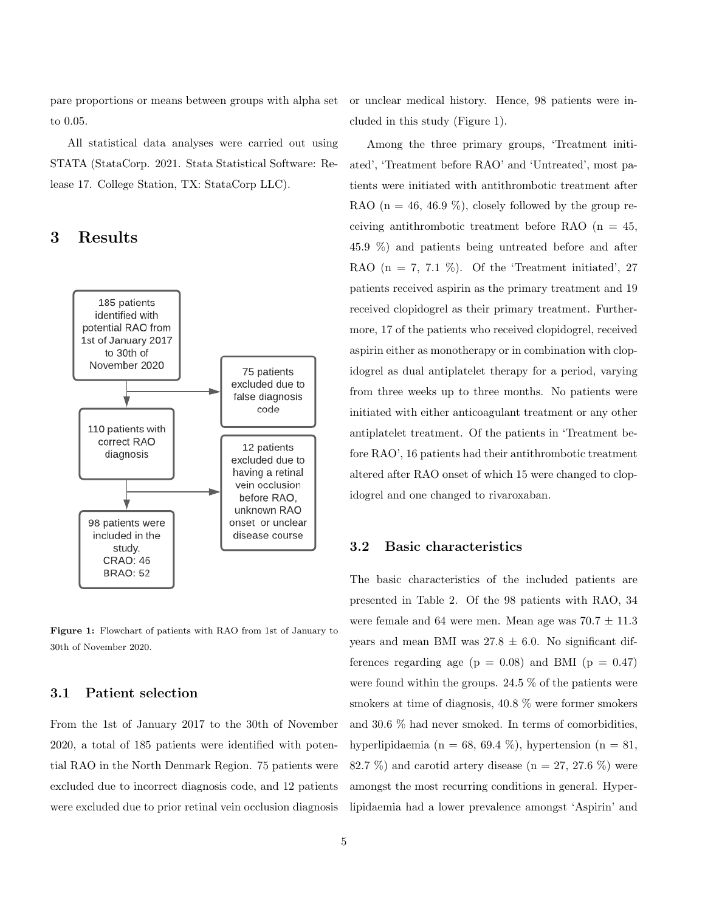pare proportions or means between groups with alpha set to 0.05.

All statistical data analyses were carried out using STATA (StataCorp. 2021. Stata Statistical Software: Release 17. College Station, TX: StataCorp LLC).

# 3 Results

185 patients identified with potential RAO from 1st of January 2017 to 30th of November 2020

75 patients excluded due to false diagnosis code

110 patients with correct RAO diagnosis

12 patients excluded due to having a retinal vein occlusion before RAO, unknown RAO onset or unclear disease course

98 patients were included in the study. CRAO: 46 BRAO: 52

**Figure 1:** Flowchart of patients with RAO from 1st of January to 30th of November 2020.

## 3.1 Patient selection

From the 1st of January 2017 to the 30th of November 2020, a total of 185 patients were identified with potential RAO in the North Denmark Region. 75 patients were excluded due to incorrect diagnosis code, and 12 patients were excluded due to prior retinal vein occlusion diagnosis or unclear medical history. Hence, 98 patients were included in this study (Figure 1).

Among the three primary groups, 'Treatment initiated', 'Treatment before RAO' and 'Untreated', most patients were initiated with antithrombotic treatment after RAO (n = 46, 46.9 %), closely followed by the group receiving antithrombotic treatment before RAO (n = 45, 45.9 %) and patients being untreated before and after RAO (n = 7, 7.1 %). Of the 'Treatment initiated', 27 patients received aspirin as the primary treatment and 19 received clopidogrel as their primary treatment. Furthermore, 17 of the patients who received clopidogrel, received aspirin either as monotherapy or in combination with clopidogrel as dual antiplatelet therapy for a period, varying from three weeks up to three months. No patients were initiated with either anticoagulant treatment or any other antiplatelet treatment. Of the patients in 'Treatment before RAO', 16 patients had their antithrombotic treatment altered after RAO onset of which 15 were changed to clopidogrel and one changed to rivaroxaban.

## 3.2 Basic characteristics

The basic characteristics of the included patients are presented in Table 2. Of the 98 patients with RAO, 34 were female and 64 were men. Mean age was $70.7 \pm 11.3$ years and mean BMI was $27.8 \pm 6.0$. No significant differences regarding age ($p = 0.08$) and BMI ($p = 0.47$) were found within the groups. 24.5 % of the patients were smokers at time of diagnosis, 40.8 % were former smokers and 30.6 % had never smoked. In terms of comorbidities, hyperlipidaemia (n = 68, 69.4 %), hypertension (n = 81, 82.7 %) and carotid artery disease (n = 27, 27.6 %) were amongst the most recurring conditions in general. Hyperlipidaemia had a lower prevalence amongst 'Aspirin' and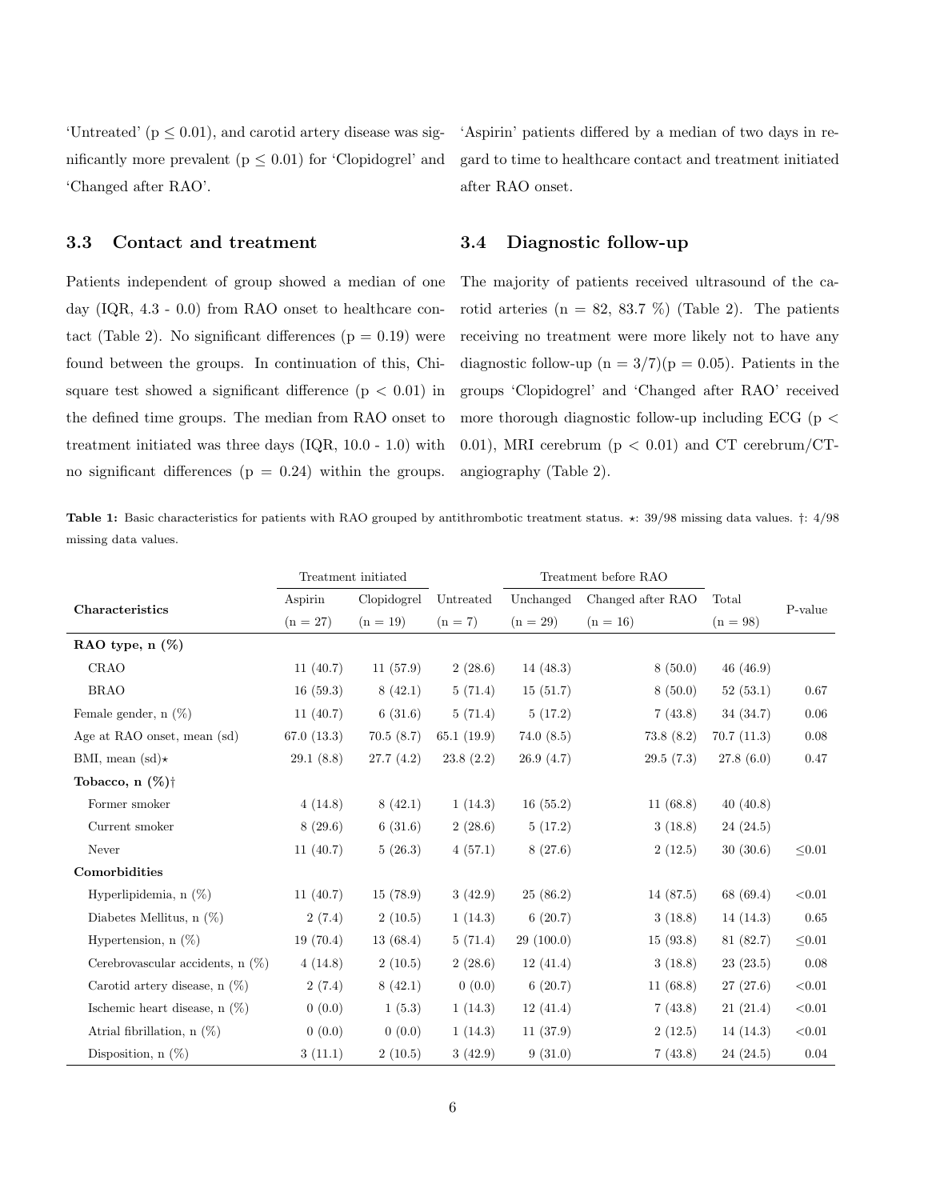'Untreated' ($p \leq 0.01$), and carotid artery disease was significantly more prevalent ($p \leq 0.01$) for 'Clopidogrel' and 'Changed after RAO'.

### 3.3 Contact and treatment

Patients independent of group showed a median of one day (IQR, 4.3 - 0.0) from RAO onset to healthcare contact (Table 2). No significant differences ($p = 0.19$) were found between the groups. In continuation of this, Chi-square test showed a significant difference ($p < 0.01$) in the defined time groups. The median from RAO onset to treatment initiated was three days (IQR, 10.0 - 1.0) with no significant differences ($p = 0.24$) within the groups. 'Aspirin' patients differed by a median of two days in regard to time to healthcare contact and treatment initiated after RAO onset.

### 3.4 Diagnostic follow-up

The majority of patients received ultrasound of the carotid arteries (n = 82, 83.7 %) (Table 2). The patients receiving no treatment were more likely not to have any diagnostic follow-up (n = 3/7)($p = 0.05$). Patients in the groups 'Clopidogrel' and 'Changed after RAO' received more thorough diagnostic follow-up including ECG ($p < 0.01$), MRI cerebrum ($p < 0.01$) and CT cerebrum/CT-angiography (Table 2).

**Table 1:** Basic characteristics for patients with RAO grouped by antithrombotic treatment status. ⋆: 39/98 missing data values. †: 4/98 missing data values.

| | Treatment initiated | | | Treatment before RAO | | | |
|---|---|---|---|---|---|---|---|
| **Characteristics** | Aspirin (n = 27) | Clopidogrel (n = 19) | Untreated (n = 7) | Unchanged (n = 29) | Changed after RAO (n = 16) | Total (n = 98) | P-value |
| **RAO type, n (%)** | | | | | | | |
| CRAO | 11 (40.7) | 11 (57.9) | 2 (28.6) | 14 (48.3) | 8 (50.0) | 46 (46.9) | |
| BRAO | 16 (59.3) | 8 (42.1) | 5 (71.4) | 15 (51.7) | 8 (50.0) | 52 (53.1) | 0.67 |
| Female gender, n (%) | 11 (40.7) | 6 (31.6) | 5 (71.4) | 5 (17.2) | 7 (43.8) | 34 (34.7) | 0.06 |
| Age at RAO onset, mean (sd) | 67.0 (13.3) | 70.5 (8.7) | 65.1 (19.9) | 74.0 (8.5) | 73.8 (8.2) | 70.7 (11.3) | 0.08 |
| BMI, mean (sd)⋆ | 29.1 (8.8) | 27.7 (4.2) | 23.8 (2.2) | 26.9 (4.7) | 29.5 (7.3) | 27.8 (6.0) | 0.47 |
| **Tobacco, n (%)†** | | | | | | | |
| Former smoker | 4 (14.8) | 8 (42.1) | 1 (14.3) | 16 (55.2) | 11 (68.8) | 40 (40.8) | |
| Current smoker | 8 (29.6) | 6 (31.6) | 2 (28.6) | 5 (17.2) | 3 (18.8) | 24 (24.5) | |
| Never | 11 (40.7) | 5 (26.3) | 4 (57.1) | 8 (27.6) | 2 (12.5) | 30 (30.6) | ≤0.01 |
| **Comorbidities** | | | | | | | |
| Hyperlipidemia, n (%) | 11 (40.7) | 15 (78.9) | 3 (42.9) | 25 (86.2) | 14 (87.5) | 68 (69.4) | <0.01 |
| Diabetes Mellitus, n (%) | 2 (7.4) | 2 (10.5) | 1 (14.3) | 6 (20.7) | 3 (18.8) | 14 (14.3) | 0.65 |
| Hypertension, n (%) | 19 (70.4) | 13 (68.4) | 5 (71.4) | 29 (100.0) | 15 (93.8) | 81 (82.7) | ≤0.01 |
| Cerebrovascular accidents, n (%) | 4 (14.8) | 2 (10.5) | 2 (28.6) | 12 (41.4) | 3 (18.8) | 23 (23.5) | 0.08 |
| Carotid artery disease, n (%) | 2 (7.4) | 8 (42.1) | 0 (0.0) | 6 (20.7) | 11 (68.8) | 27 (27.6) | <0.01 |
| Ischemic heart disease, n (%) | 0 (0.0) | 1 (5.3) | 1 (14.3) | 12 (41.4) | 7 (43.8) | 21 (21.4) | <0.01 |
| Atrial fibrillation, n (%) | 0 (0.0) | 0 (0.0) | 1 (14.3) | 11 (37.9) | 2 (12.5) | 14 (14.3) | <0.01 |
| Disposition, n (%) | 3 (11.1) | 2 (10.5) | 3 (42.9) | 9 (31.0) | 7 (43.8) | 24 (24.5) | 0.04 |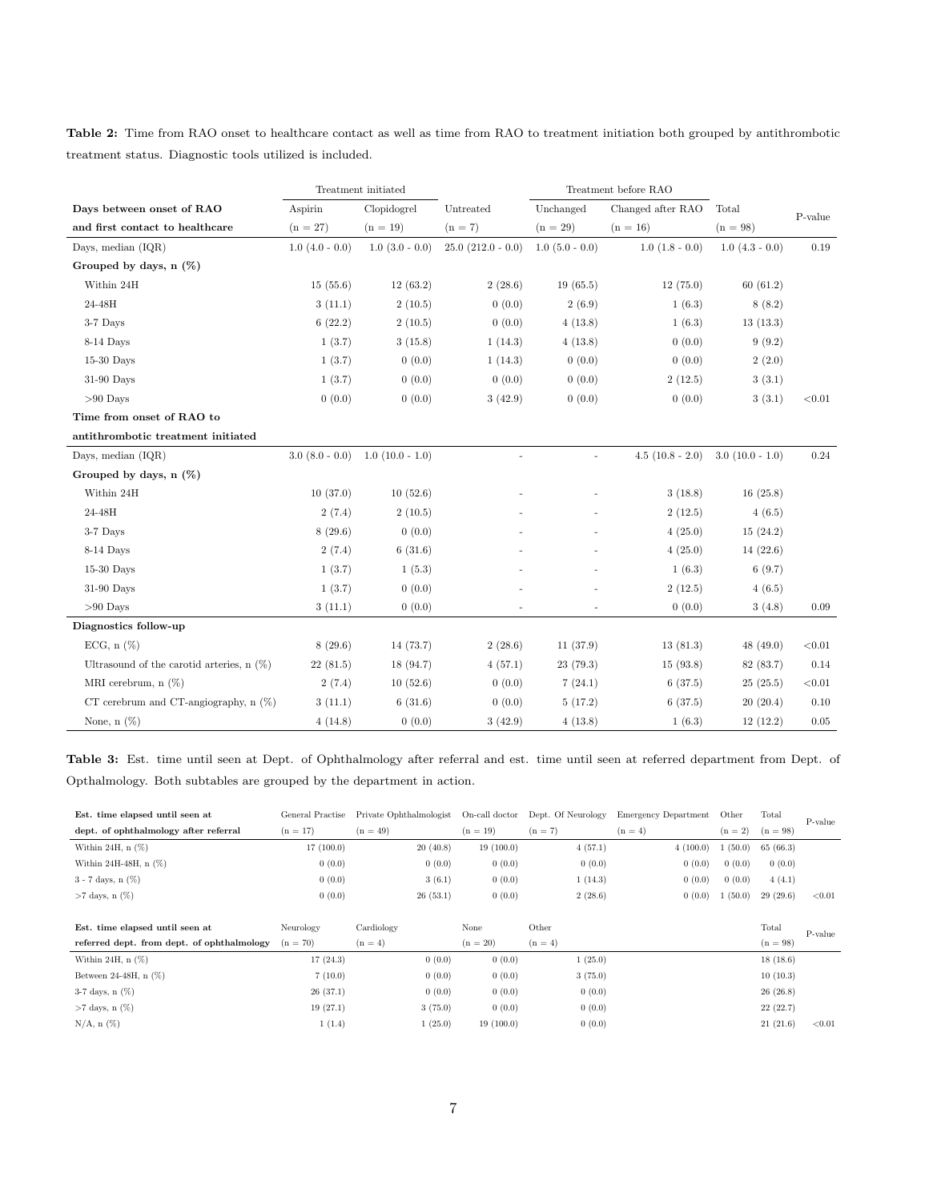**Table 2:** Time from RAO onset to healthcare contact as well as time from RAO to treatment initiation both grouped by antithrombotic treatment status. Diagnostic tools utilized is included.

| | Treatment initiated | | | Treatment before RAO | | | |
|---|---|---|---|---|---|---|---|
| **Days between onset of RAO and first contact to healthcare** | Aspirin (n = 27) | Clopidogrel (n = 19) | Untreated (n = 7) | Unchanged (n = 29) | Changed after RAO (n = 16) | Total (n = 98) | P-value |
| Days, median (IQR) | 1.0 (4.0 - 0.0) | 1.0 (3.0 - 0.0) | 25.0 (212.0 - 0.0) | 1.0 (5.0 - 0.0) | 1.0 (1.8 - 0.0) | 1.0 (4.3 - 0.0) | 0.19 |
| **Grouped by days, n (%)** | | | | | | | |
| Within 24H | 15 (55.6) | 12 (63.2) | 2 (28.6) | 19 (65.5) | 12 (75.0) | 60 (61.2) | |
| 24-48H | 3 (11.1) | 2 (10.5) | 0 (0.0) | 2 (6.9) | 1 (6.3) | 8 (8.2) | |
| 3-7 Days | 6 (22.2) | 2 (10.5) | 0 (0.0) | 4 (13.8) | 1 (6.3) | 13 (13.3) | |
| 8-14 Days | 1 (3.7) | 3 (15.8) | 1 (14.3) | 4 (13.8) | 0 (0.0) | 9 (9.2) | |
| 15-30 Days | 1 (3.7) | 0 (0.0) | 1 (14.3) | 0 (0.0) | 0 (0.0) | 2 (2.0) | |
| 31-90 Days | 1 (3.7) | 0 (0.0) | 0 (0.0) | 0 (0.0) | 2 (12.5) | 3 (3.1) | |
| >90 Days | 0 (0.0) | 0 (0.0) | 3 (42.9) | 0 (0.0) | 0 (0.0) | 3 (3.1) | <0.01 |
| **Time from onset of RAO to antithrombotic treatment initiated** | | | | | | | |
| Days, median (IQR) | 3.0 (8.0 - 0.0) | 1.0 (10.0 - 1.0) | - | - | 4.5 (10.8 - 2.0) | 3.0 (10.0 - 1.0) | 0.24 |
| **Grouped by days, n (%)** | | | | | | | |
| Within 24H | 10 (37.0) | 10 (52.6) | - | - | 3 (18.8) | 16 (25.8) | |
| 24-48H | 2 (7.4) | 2 (10.5) | - | - | 2 (12.5) | 4 (6.5) | |
| 3-7 Days | 8 (29.6) | 0 (0.0) | - | - | 4 (25.0) | 15 (24.2) | |
| 8-14 Days | 2 (7.4) | 6 (31.6) | - | - | 4 (25.0) | 14 (22.6) | |
| 15-30 Days | 1 (3.7) | 1 (5.3) | - | - | 1 (6.3) | 6 (9.7) | |
| 31-90 Days | 1 (3.7) | 0 (0.0) | - | - | 2 (12.5) | 4 (6.5) | |
| >90 Days | 3 (11.1) | 0 (0.0) | - | - | 0 (0.0) | 3 (4.8) | 0.09 |
| **Diagnostics follow-up** | | | | | | | |
| ECG, n (%) | 8 (29.6) | 14 (73.7) | 2 (28.6) | 11 (37.9) | 13 (81.3) | 48 (49.0) | <0.01 |
| Ultrasound of the carotid arteries, n (%) | 22 (81.5) | 18 (94.7) | 4 (57.1) | 23 (79.3) | 15 (93.8) | 82 (83.7) | 0.14 |
| MRI cerebrum, n (%) | 2 (7.4) | 10 (52.6) | 0 (0.0) | 7 (24.1) | 6 (37.5) | 25 (25.5) | <0.01 |
| CT cerebrum and CT-angiography, n (%) | 3 (11.1) | 6 (31.6) | 0 (0.0) | 5 (17.2) | 6 (37.5) | 20 (20.4) | 0.10 |
| None, n (%) | 4 (14.8) | 0 (0.0) | 3 (42.9) | 4 (13.8) | 1 (6.3) | 12 (12.2) | 0.05 |

**Table 3:** Est. time until seen at Dept. of Ophthalmology after referral and est. time until seen at referred department from Dept. of Opthalmology. Both subtables are grouped by the department in action.

| **Est. time elapsed until seen at dept. of ophthalmology after referral** | General Practise (n = 17) | Private Ophthalmologist (n = 49) | On-call doctor (n = 19) | Dept. Of Neurology (n = 7) | Emergency Department (n = 4) | Other (n = 2) | Total (n = 98) | P-value |
|---|---|---|---|---|---|---|---|---|
| Within 24H, n (%) | 17 (100.0) | 20 (40.8) | 19 (100.0) | 4 (57.1) | 4 (100.0) | 1 (50.0) | 65 (66.3) | |
| Within 24H-48H, n (%) | 0 (0.0) | 0 (0.0) | 0 (0.0) | 0 (0.0) | 0 (0.0) | 0 (0.0) | 0 (0.0) | |
| 3 - 7 days, n (%) | 0 (0.0) | 3 (6.1) | 0 (0.0) | 1 (14.3) | 0 (0.0) | 0 (0.0) | 4 (4.1) | |
| >7 days, n (%) | 0 (0.0) | 26 (53.1) | 0 (0.0) | 2 (28.6) | 0 (0.0) | 1 (50.0) | 29 (29.6) | <0.01 |

| **Est. time elapsed until seen at referred dept. from dept. of ophthalmology** | Neurology (n = 70) | Cardiology (n = 4) | None (n = 20) | Other (n = 4) | Total (n = 98) | P-value |
|---|---|---|---|---|---|---|
| Within 24H, n (%) | 17 (24.3) | 0 (0.0) | 0 (0.0) | 1 (25.0) | 18 (18.6) | |
| Between 24-48H, n (%) | 7 (10.0) | 0 (0.0) | 0 (0.0) | 3 (75.0) | 10 (10.3) | |
| 3-7 days, n (%) | 26 (37.1) | 0 (0.0) | 0 (0.0) | 0 (0.0) | 26 (26.8) | |
| >7 days, n (%) | 19 (27.1) | 3 (75.0) | 0 (0.0) | 0 (0.0) | 22 (22.7) | |
| N/A, n (%) | 1 (1.4) | 1 (25.0) | 19 (100.0) | 0 (0.0) | 21 (21.6) | <0.01 |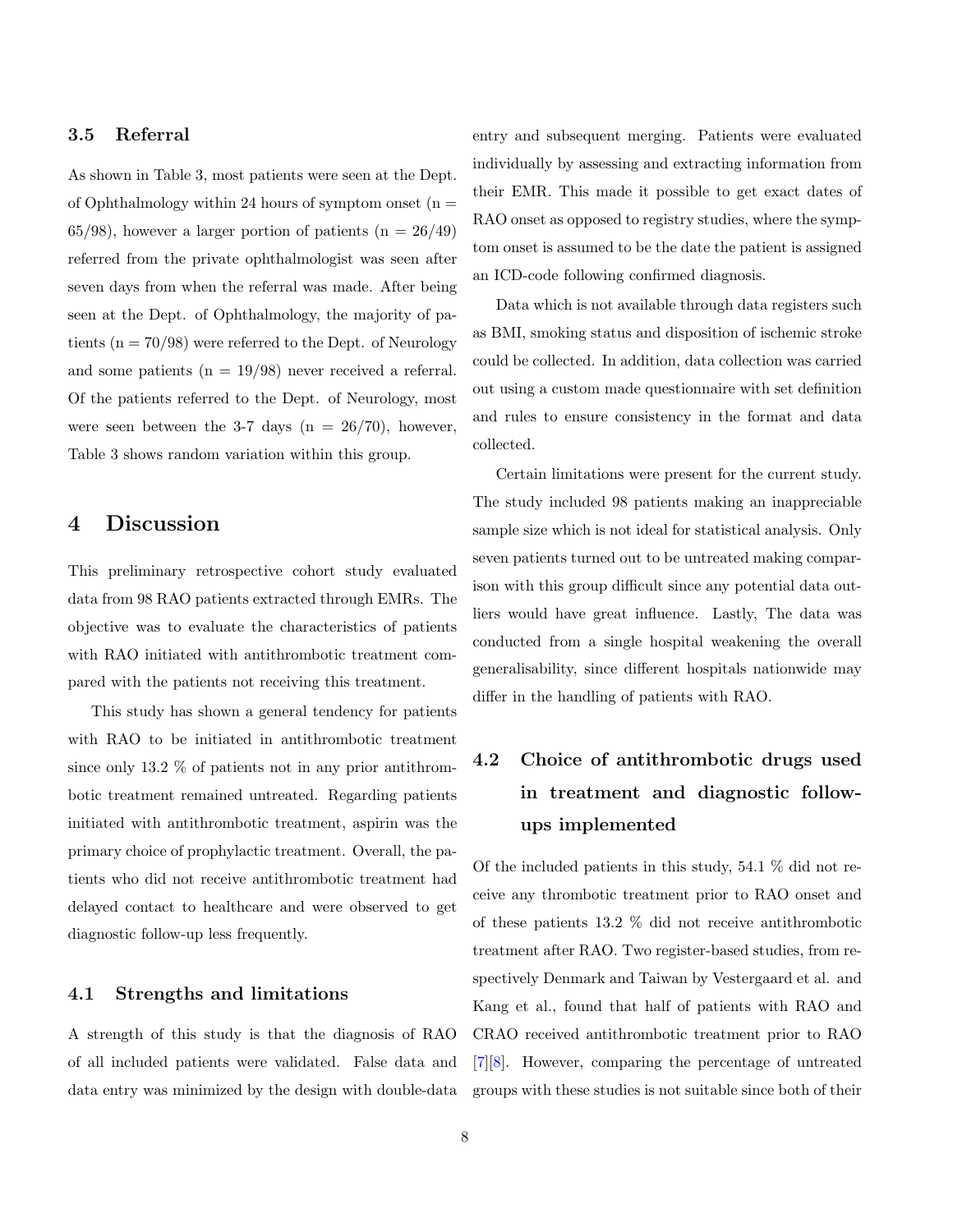### 3.5 Referral

As shown in Table 3, most patients were seen at the Dept. of Ophthalmology within 24 hours of symptom onset (n = 65/98), however a larger portion of patients (n = 26/49) referred from the private ophthalmologist was seen after seven days from when the referral was made. After being seen at the Dept. of Ophthalmology, the majority of patients (n = 70/98) were referred to the Dept. of Neurology and some patients (n = 19/98) never received a referral. Of the patients referred to the Dept. of Neurology, most were seen between the 3-7 days (n = 26/70), however, Table 3 shows random variation within this group.

## 4 Discussion

This preliminary retrospective cohort study evaluated data from 98 RAO patients extracted through EMRs. The objective was to evaluate the characteristics of patients with RAO initiated with antithrombotic treatment compared with the patients not receiving this treatment.

This study has shown a general tendency for patients with RAO to be initiated in antithrombotic treatment since only 13.2 % of patients not in any prior antithrombotic treatment remained untreated. Regarding patients initiated with antithrombotic treatment, aspirin was the primary choice of prophylactic treatment. Overall, the patients who did not receive antithrombotic treatment had delayed contact to healthcare and were observed to get diagnostic follow-up less frequently.

### 4.1 Strengths and limitations

A strength of this study is that the diagnosis of RAO of all included patients were validated. False data and data entry was minimized by the design with double-data entry and subsequent merging. Patients were evaluated individually by assessing and extracting information from their EMR. This made it possible to get exact dates of RAO onset as opposed to registry studies, where the symptom onset is assumed to be the date the patient is assigned an ICD-code following confirmed diagnosis.

Data which is not available through data registers such as BMI, smoking status and disposition of ischemic stroke could be collected. In addition, data collection was carried out using a custom made questionnaire with set definition and rules to ensure consistency in the format and data collected.

Certain limitations were present for the current study. The study included 98 patients making an inappreciable sample size which is not ideal for statistical analysis. Only seven patients turned out to be untreated making comparison with this group difficult since any potential data outliers would have great influence. Lastly, The data was conducted from a single hospital weakening the overall generalisability, since different hospitals nationwide may differ in the handling of patients with RAO.

### 4.2 Choice of antithrombotic drugs used in treatment and diagnostic follow-ups implemented

Of the included patients in this study, 54.1 % did not receive any thrombotic treatment prior to RAO onset and of these patients 13.2 % did not receive antithrombotic treatment after RAO. Two register-based studies, from respectively Denmark and Taiwan by Vestergaard et al. and Kang et al., found that half of patients with RAO and CRAO received antithrombotic treatment prior to RAO [7][8]. However, comparing the percentage of untreated groups with these studies is not suitable since both of their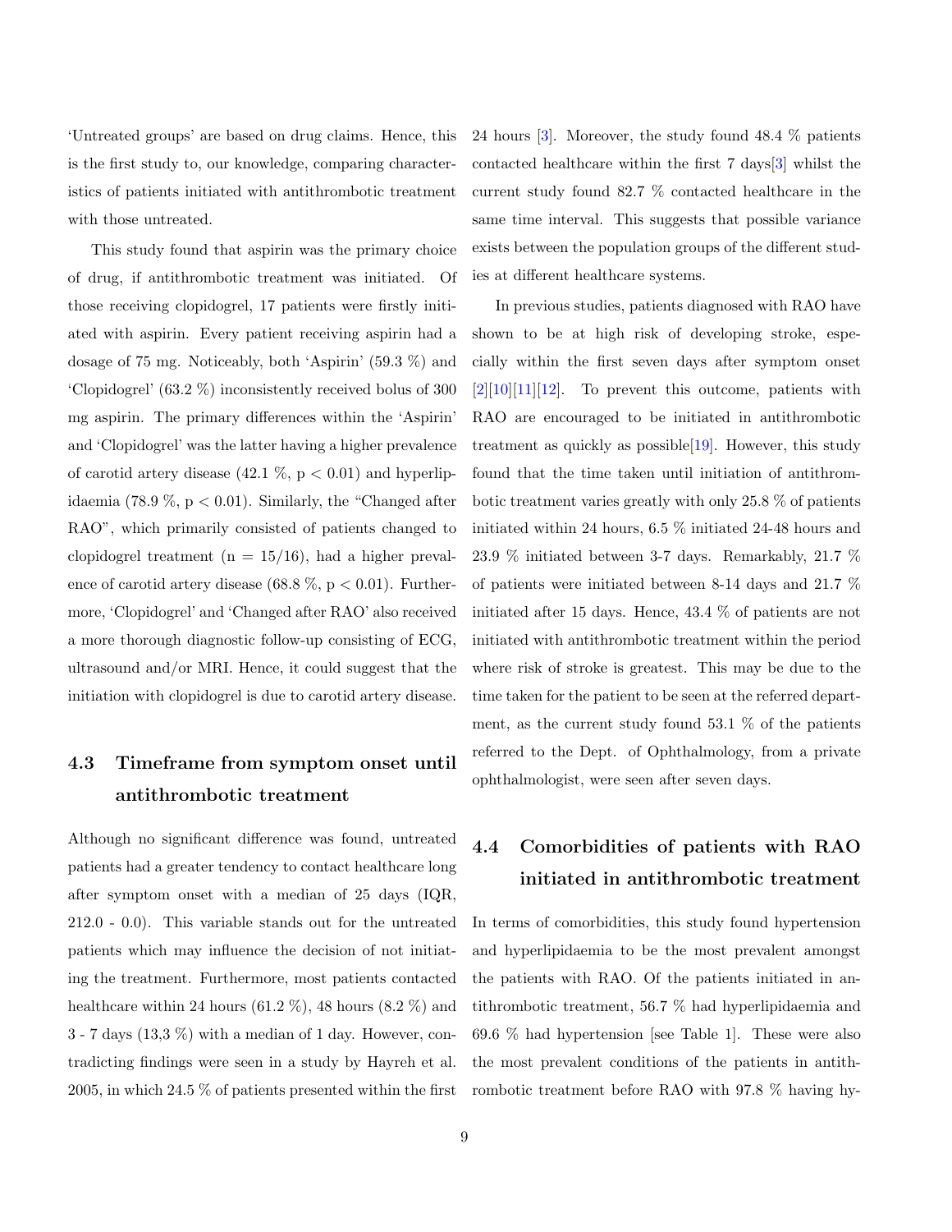'Untreated groups' are based on drug claims. Hence, this is the first study to, our knowledge, comparing characteristics of patients initiated with antithrombotic treatment with those untreated.

This study found that aspirin was the primary choice of drug, if antithrombotic treatment was initiated. Of those receiving clopidogrel, 17 patients were firstly initiated with aspirin. Every patient receiving aspirin had a dosage of 75 mg. Noticeably, both 'Aspirin' (59.3 %) and 'Clopidogrel' (63.2 %) inconsistently received bolus of 300 mg aspirin. The primary differences within the 'Aspirin' and 'Clopidogrel' was the latter having a higher prevalence of carotid artery disease (42.1 %, $p < 0.01$) and hyperlipidaemia (78.9 %, $p < 0.01$). Similarly, the "Changed after RAO", which primarily consisted of patients changed to clopidogrel treatment (n = 15/16), had a higher prevalence of carotid artery disease (68.8 %, $p < 0.01$). Furthermore, 'Clopidogrel' and 'Changed after RAO' also received a more thorough diagnostic follow-up consisting of ECG, ultrasound and/or MRI. Hence, it could suggest that the initiation with clopidogrel is due to carotid artery disease.

### 4.3 Timeframe from symptom onset until antithrombotic treatment

Although no significant difference was found, untreated patients had a greater tendency to contact healthcare long after symptom onset with a median of 25 days (IQR, 212.0 - 0.0). This variable stands out for the untreated patients which may influence the decision of not initiating the treatment. Furthermore, most patients contacted healthcare within 24 hours (61.2 %), 48 hours (8.2 %) and 3 - 7 days (13,3 %) with a median of 1 day. However, contradicting findings were seen in a study by Hayreh et al. 2005, in which 24.5 % of patients presented within the first 24 hours [3]. Moreover, the study found 48.4 % patients contacted healthcare within the first 7 days[3] whilst the current study found 82.7 % contacted healthcare in the same time interval. This suggests that possible variance exists between the population groups of the different studies at different healthcare systems.

In previous studies, patients diagnosed with RAO have shown to be at high risk of developing stroke, especially within the first seven days after symptom onset [2][10][11][12]. To prevent this outcome, patients with RAO are encouraged to be initiated in antithrombotic treatment as quickly as possible[19]. However, this study found that the time taken until initiation of antithrombotic treatment varies greatly with only 25.8 % of patients initiated within 24 hours, 6.5 % initiated 24-48 hours and 23.9 % initiated between 3-7 days. Remarkably, 21.7 % of patients were initiated between 8-14 days and 21.7 % initiated after 15 days. Hence, 43.4 % of patients are not initiated with antithrombotic treatment within the period where risk of stroke is greatest. This may be due to the time taken for the patient to be seen at the referred department, as the current study found 53.1 % of the patients referred to the Dept. of Ophthalmology, from a private ophthalmologist, were seen after seven days.

### 4.4 Comorbidities of patients with RAO initiated in antithrombotic treatment

In terms of comorbidities, this study found hypertension and hyperlipidaemia to be the most prevalent amongst the patients with RAO. Of the patients initiated in antithrombotic treatment, 56.7 % had hyperlipidaemia and 69.6 % had hypertension [see Table 1]. These were also the most prevalent conditions of the patients in antithrombotic treatment before RAO with 97.8 % having hy-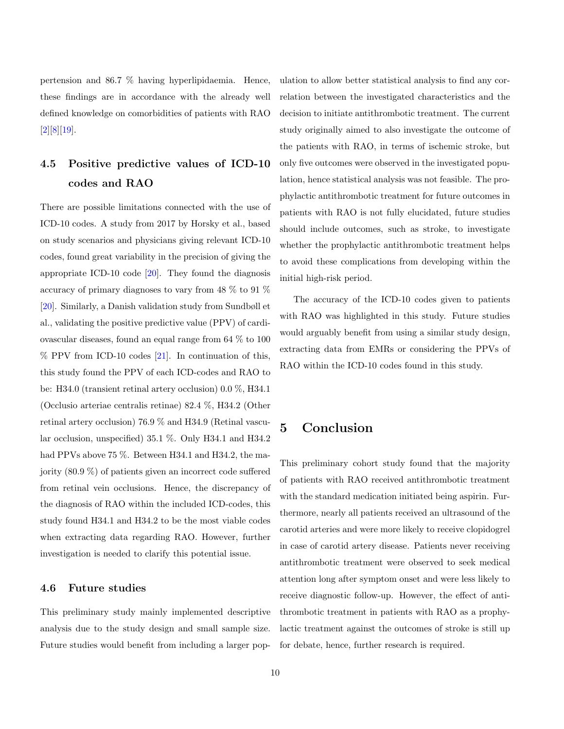pertension and 86.7 % having hyperlipidaemia. Hence, these findings are in accordance with the already well defined knowledge on comorbidities of patients with RAO [2][8][19].

## 4.5 Positive predictive values of ICD-10 codes and RAO

There are possible limitations connected with the use of ICD-10 codes. A study from 2017 by Horsky et al., based on study scenarios and physicians giving relevant ICD-10 codes, found great variability in the precision of giving the appropriate ICD-10 code [20]. They found the diagnosis accuracy of primary diagnoses to vary from 48 % to 91 % [20]. Similarly, a Danish validation study from Sundbøll et al., validating the positive predictive value (PPV) of cardiovascular diseases, found an equal range from 64 % to 100 % PPV from ICD-10 codes [21]. In continuation of this, this study found the PPV of each ICD-codes and RAO to be: H34.0 (transient retinal artery occlusion) 0.0 %, H34.1 (Occlusio arteriae centralis retinae) 82.4 %, H34.2 (Other retinal artery occlusion) 76.9 % and H34.9 (Retinal vascular occlusion, unspecified) 35.1 %. Only H34.1 and H34.2 had PPVs above 75 %. Between H34.1 and H34.2, the majority (80.9 %) of patients given an incorrect code suffered from retinal vein occlusions. Hence, the discrepancy of the diagnosis of RAO within the included ICD-codes, this study found H34.1 and H34.2 to be the most viable codes when extracting data regarding RAO. However, further investigation is needed to clarify this potential issue.

## 4.6 Future studies

This preliminary study mainly implemented descriptive analysis due to the study design and small sample size. Future studies would benefit from including a larger population to allow better statistical analysis to find any correlation between the investigated characteristics and the decision to initiate antithrombotic treatment. The current study originally aimed to also investigate the outcome of the patients with RAO, in terms of ischemic stroke, but only five outcomes were observed in the investigated population, hence statistical analysis was not feasible. The prophylactic antithrombotic treatment for future outcomes in patients with RAO is not fully elucidated, future studies should include outcomes, such as stroke, to investigate whether the prophylactic antithrombotic treatment helps to avoid these complications from developing within the initial high-risk period.

The accuracy of the ICD-10 codes given to patients with RAO was highlighted in this study. Future studies would arguably benefit from using a similar study design, extracting data from EMRs or considering the PPVs of RAO within the ICD-10 codes found in this study.

# 5 Conclusion

This preliminary cohort study found that the majority of patients with RAO received antithrombotic treatment with the standard medication initiated being aspirin. Furthermore, nearly all patients received an ultrasound of the carotid arteries and were more likely to receive clopidogrel in case of carotid artery disease. Patients never receiving antithrombotic treatment were observed to seek medical attention long after symptom onset and were less likely to receive diagnostic follow-up. However, the effect of antithrombotic treatment in patients with RAO as a prophylactic treatment against the outcomes of stroke is still up for debate, hence, further research is required.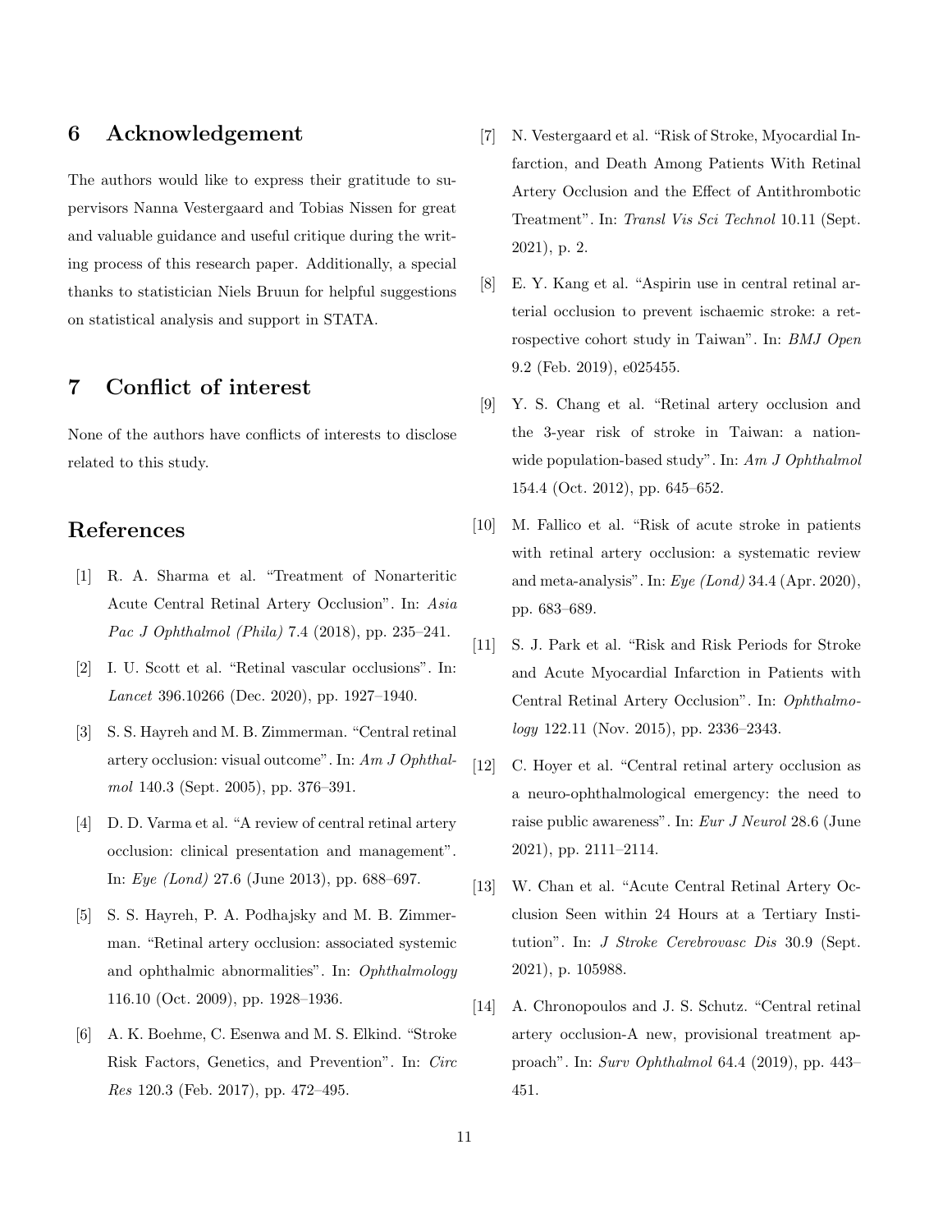## 6 Acknowledgement

The authors would like to express their gratitude to supervisors Nanna Vestergaard and Tobias Nissen for great and valuable guidance and useful critique during the writing process of this research paper. Additionally, a special thanks to statistician Niels Bruun for helpful suggestions on statistical analysis and support in STATA.

## 7 Conflict of interest

None of the authors have conflicts of interests to disclose related to this study.

## References

[1] R. A. Sharma et al. "Treatment of Nonarteritic Acute Central Retinal Artery Occlusion". In: *Asia Pac J Ophthalmol (Phila)* 7.4 (2018), pp. 235–241.

[2] I. U. Scott et al. "Retinal vascular occlusions". In: *Lancet* 396.10266 (Dec. 2020), pp. 1927–1940.

[3] S. S. Hayreh and M. B. Zimmerman. "Central retinal artery occlusion: visual outcome". In: *Am J Ophthalmol* 140.3 (Sept. 2005), pp. 376–391.

[4] D. D. Varma et al. "A review of central retinal artery occlusion: clinical presentation and management". In: *Eye (Lond)* 27.6 (June 2013), pp. 688–697.

[5] S. S. Hayreh, P. A. Podhajsky and M. B. Zimmerman. "Retinal artery occlusion: associated systemic and ophthalmic abnormalities". In: *Ophthalmology* 116.10 (Oct. 2009), pp. 1928–1936.

[6] A. K. Boehme, C. Esenwa and M. S. Elkind. "Stroke Risk Factors, Genetics, and Prevention". In: *Circ Res* 120.3 (Feb. 2017), pp. 472–495.

[7] N. Vestergaard et al. "Risk of Stroke, Myocardial Infarction, and Death Among Patients With Retinal Artery Occlusion and the Effect of Antithrombotic Treatment". In: *Transl Vis Sci Technol* 10.11 (Sept. 2021), p. 2.

[8] E. Y. Kang et al. "Aspirin use in central retinal arterial occlusion to prevent ischaemic stroke: a retrospective cohort study in Taiwan". In: *BMJ Open* 9.2 (Feb. 2019), e025455.

[9] Y. S. Chang et al. "Retinal artery occlusion and the 3-year risk of stroke in Taiwan: a nationwide population-based study". In: *Am J Ophthalmol* 154.4 (Oct. 2012), pp. 645–652.

[10] M. Fallico et al. "Risk of acute stroke in patients with retinal artery occlusion: a systematic review and meta-analysis". In: *Eye (Lond)* 34.4 (Apr. 2020), pp. 683–689.

[11] S. J. Park et al. "Risk and Risk Periods for Stroke and Acute Myocardial Infarction in Patients with Central Retinal Artery Occlusion". In: *Ophthalmology* 122.11 (Nov. 2015), pp. 2336–2343.

[12] C. Hoyer et al. "Central retinal artery occlusion as a neuro-ophthalmological emergency: the need to raise public awareness". In: *Eur J Neurol* 28.6 (June 2021), pp. 2111–2114.

[13] W. Chan et al. "Acute Central Retinal Artery Occlusion Seen within 24 Hours at a Tertiary Institution". In: *J Stroke Cerebrovasc Dis* 30.9 (Sept. 2021), p. 105988.

[14] A. Chronopoulos and J. S. Schutz. "Central retinal artery occlusion-A new, provisional treatment approach". In: *Surv Ophthalmol* 64.4 (2019), pp. 443–451.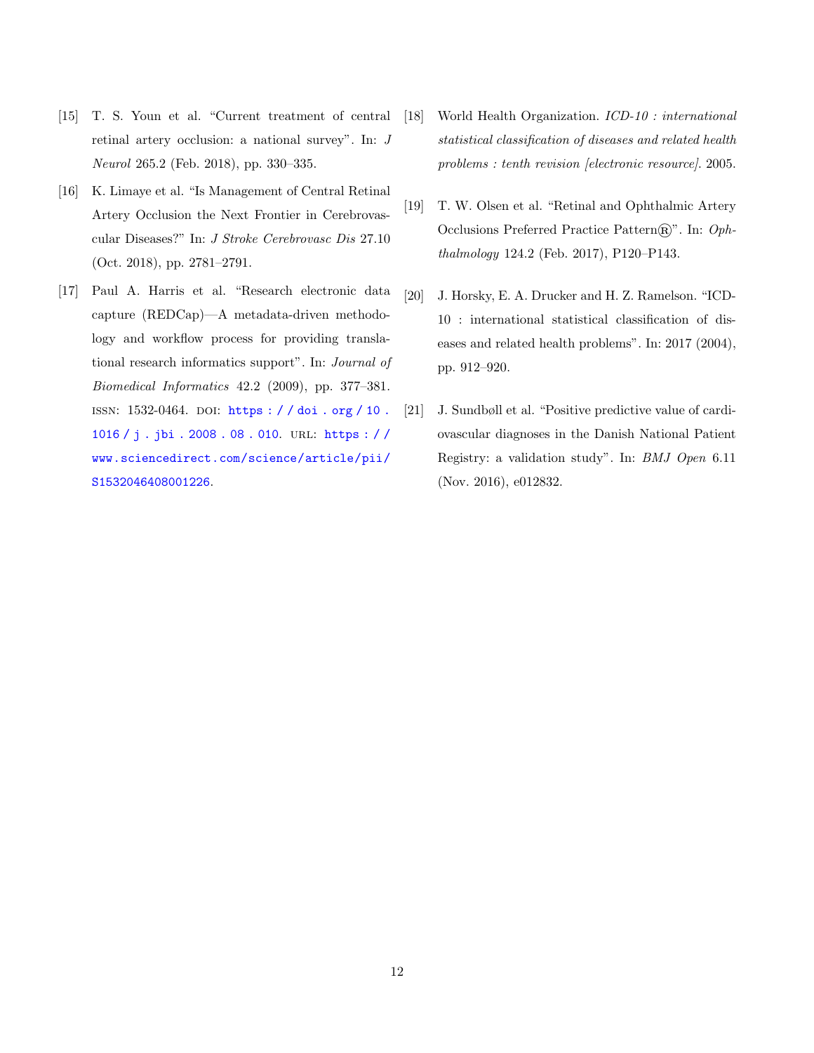[15] T. S. Youn et al. "Current treatment of central retinal artery occlusion: a national survey". In: *J Neurol* 265.2 (Feb. 2018), pp. 330–335.

[16] K. Limaye et al. "Is Management of Central Retinal Artery Occlusion the Next Frontier in Cerebrovascular Diseases?" In: *J Stroke Cerebrovasc Dis* 27.10 (Oct. 2018), pp. 2781–2791.

[17] Paul A. Harris et al. "Research electronic data capture (REDCap)—A metadata-driven methodology and workflow process for providing translational research informatics support". In: *Journal of Biomedical Informatics* 42.2 (2009), pp. 377–381. ISSN: 1532-0464. DOI: https://doi.org/10.1016/j.jbi.2008.08.010. URL: https://www.sciencedirect.com/science/article/pii/S1532046408001226.

[18] World Health Organization. *ICD-10 : international statistical classification of diseases and related health problems : tenth revision [electronic resource]*. 2005.

[19] T. W. Olsen et al. "Retinal and Ophthalmic Artery Occlusions Preferred Practice Pattern®". In: *Ophthalmology* 124.2 (Feb. 2017), P120–P143.

[20] J. Horsky, E. A. Drucker and H. Z. Ramelson. "ICD-10 : international statistical classification of diseases and related health problems". In: 2017 (2004), pp. 912–920.

[21] J. Sundbøll et al. "Positive predictive value of cardiovascular diagnoses in the Danish National Patient Registry: a validation study". In: *BMJ Open* 6.11 (Nov. 2016), e012832.